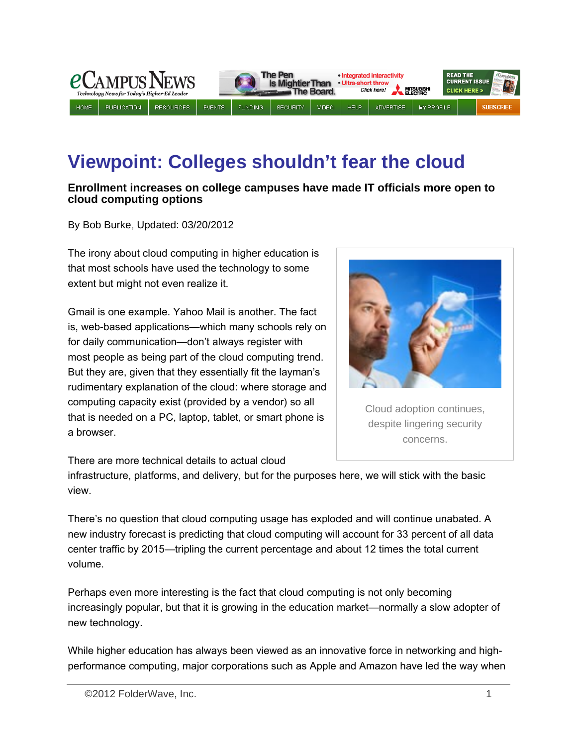# Viewpoint: Colleges shouldn't fear the cloud

**Enrollment increases on college campuses have made IT officials more open to cloud computing options**

By Bob Burke, Updated: 03/20/2012

The irony about cloud computing in higher education is that most schools have used the technology to some extent but might not even realize it.

Gmail is one example. Yahoo Mail is another. The fact is, web-based applications—which many schools rely on for daily communication—don't always register with most people as being part of the cloud computing trend. But they are, given that they essentially fit the layman's rudimentary explanation of the cloud: where storage and computing capacity exist (provided by a vendor) so all that is needed on a PC, laptop, tablet, or smart phone is a browser.

Cloud adoption continues, despite lingering security concerns.

There are more technical details to actual cloud infrastructure, platforms, and delivery, but for the purposes here, we will stick with the basic view.

There's no question that cloud computing usage has exploded and will continue unabated. A new industry forecast is predicting that cloud computing will account for 33 percent of all data center traffic by 2015—tripling the current percentage and about 12 times the total current volume.

Perhaps even more interesting is the fact that cloud computing is not only becoming increasingly popular, but that it is growing in the education market—normally a slow adopter of new technology.

While higher education has always been viewed as an innovative force in networking and high-performance computing, major corporations such as Apple and Amazon have led the way when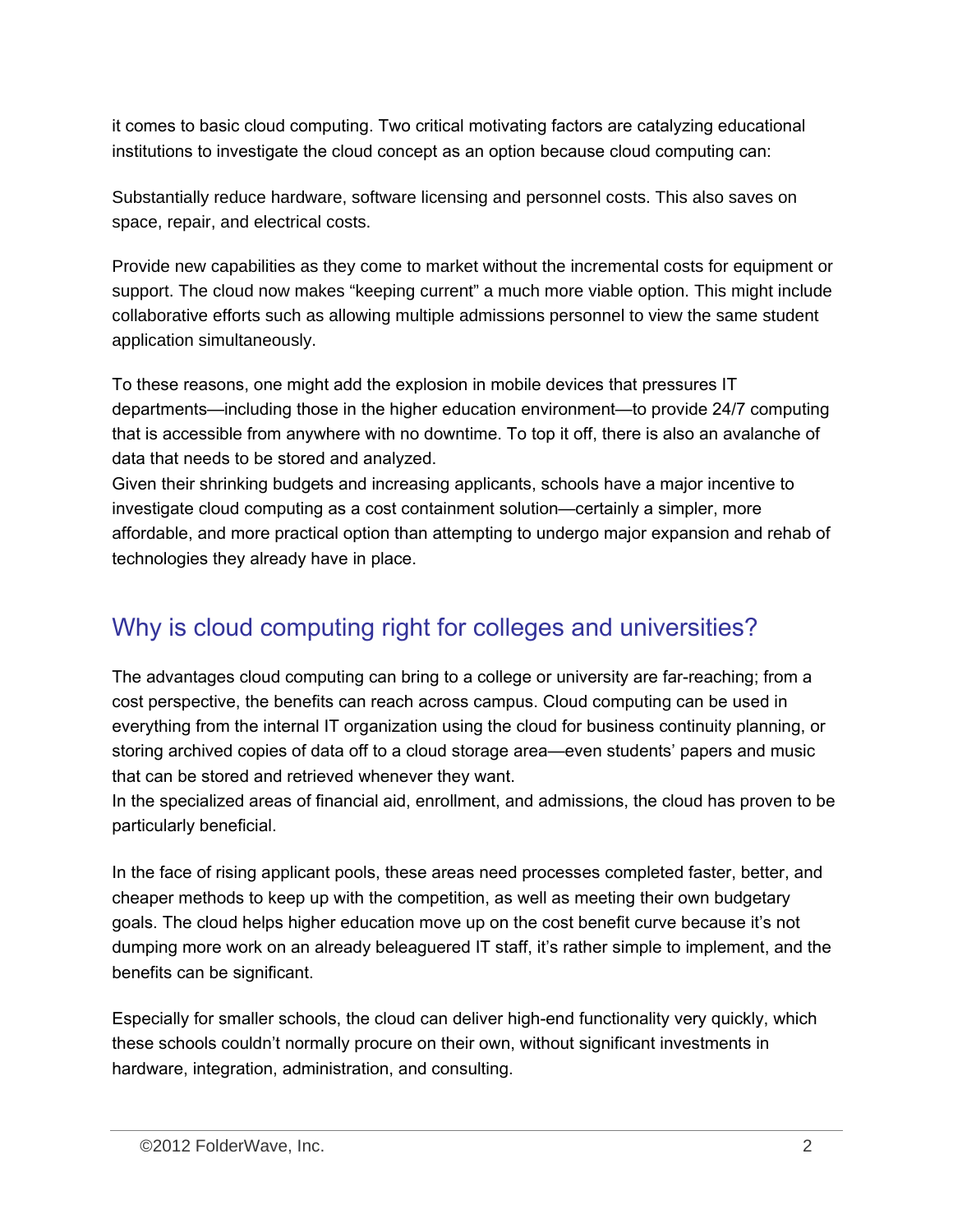it comes to basic cloud computing. Two critical motivating factors are catalyzing educational institutions to investigate the cloud concept as an option because cloud computing can:

Substantially reduce hardware, software licensing and personnel costs. This also saves on space, repair, and electrical costs.

Provide new capabilities as they come to market without the incremental costs for equipment or support. The cloud now makes "keeping current" a much more viable option. This might include collaborative efforts such as allowing multiple admissions personnel to view the same student application simultaneously.

To these reasons, one might add the explosion in mobile devices that pressures IT departments—including those in the higher education environment—to provide 24/7 computing that is accessible from anywhere with no downtime. To top it off, there is also an avalanche of data that needs to be stored and analyzed.

Given their shrinking budgets and increasing applicants, schools have a major incentive to investigate cloud computing as a cost containment solution—certainly a simpler, more affordable, and more practical option than attempting to undergo major expansion and rehab of technologies they already have in place.

## Why is cloud computing right for colleges and universities?

The advantages cloud computing can bring to a college or university are far-reaching; from a cost perspective, the benefits can reach across campus. Cloud computing can be used in everything from the internal IT organization using the cloud for business continuity planning, or storing archived copies of data off to a cloud storage area—even students' papers and music that can be stored and retrieved whenever they want.

In the specialized areas of financial aid, enrollment, and admissions, the cloud has proven to be particularly beneficial.

In the face of rising applicant pools, these areas need processes completed faster, better, and cheaper methods to keep up with the competition, as well as meeting their own budgetary goals. The cloud helps higher education move up on the cost benefit curve because it's not dumping more work on an already beleaguered IT staff, it's rather simple to implement, and the benefits can be significant.

Especially for smaller schools, the cloud can deliver high-end functionality very quickly, which these schools couldn't normally procure on their own, without significant investments in hardware, integration, administration, and consulting.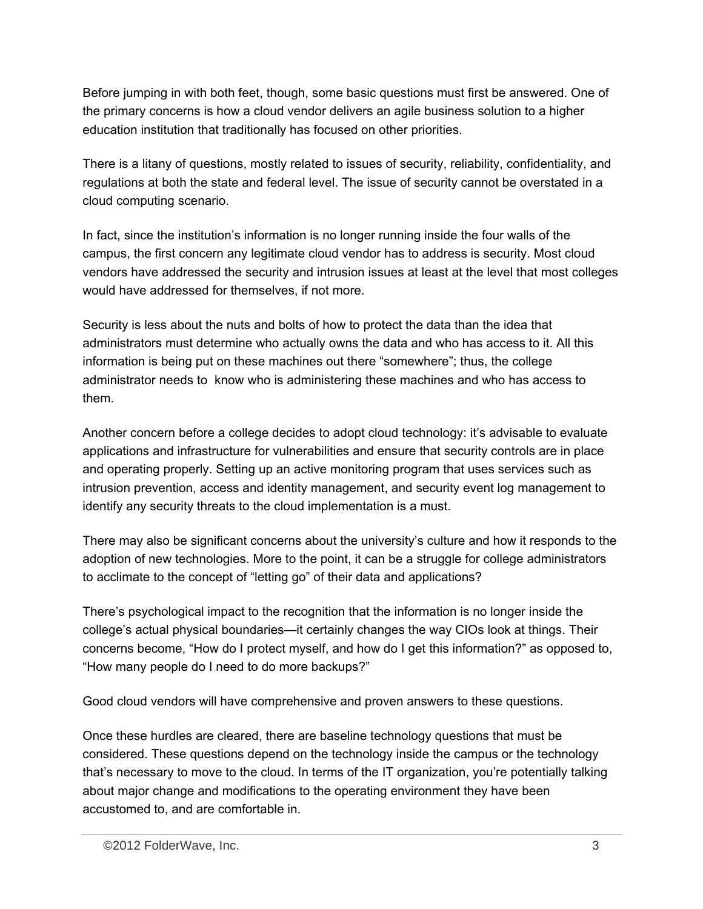Before jumping in with both feet, though, some basic questions must first be answered. One of the primary concerns is how a cloud vendor delivers an agile business solution to a higher education institution that traditionally has focused on other priorities.

There is a litany of questions, mostly related to issues of security, reliability, confidentiality, and regulations at both the state and federal level. The issue of security cannot be overstated in a cloud computing scenario.

In fact, since the institution's information is no longer running inside the four walls of the campus, the first concern any legitimate cloud vendor has to address is security. Most cloud vendors have addressed the security and intrusion issues at least at the level that most colleges would have addressed for themselves, if not more.

Security is less about the nuts and bolts of how to protect the data than the idea that administrators must determine who actually owns the data and who has access to it. All this information is being put on these machines out there "somewhere"; thus, the college administrator needs to know who is administering these machines and who has access to them.

Another concern before a college decides to adopt cloud technology: it's advisable to evaluate applications and infrastructure for vulnerabilities and ensure that security controls are in place and operating properly. Setting up an active monitoring program that uses services such as intrusion prevention, access and identity management, and security event log management to identify any security threats to the cloud implementation is a must.

There may also be significant concerns about the university's culture and how it responds to the adoption of new technologies. More to the point, it can be a struggle for college administrators to acclimate to the concept of "letting go" of their data and applications?

There's psychological impact to the recognition that the information is no longer inside the college's actual physical boundaries—it certainly changes the way CIOs look at things. Their concerns become, "How do I protect myself, and how do I get this information?" as opposed to, "How many people do I need to do more backups?"

Good cloud vendors will have comprehensive and proven answers to these questions.

Once these hurdles are cleared, there are baseline technology questions that must be considered. These questions depend on the technology inside the campus or the technology that's necessary to move to the cloud. In terms of the IT organization, you're potentially talking about major change and modifications to the operating environment they have been accustomed to, and are comfortable in.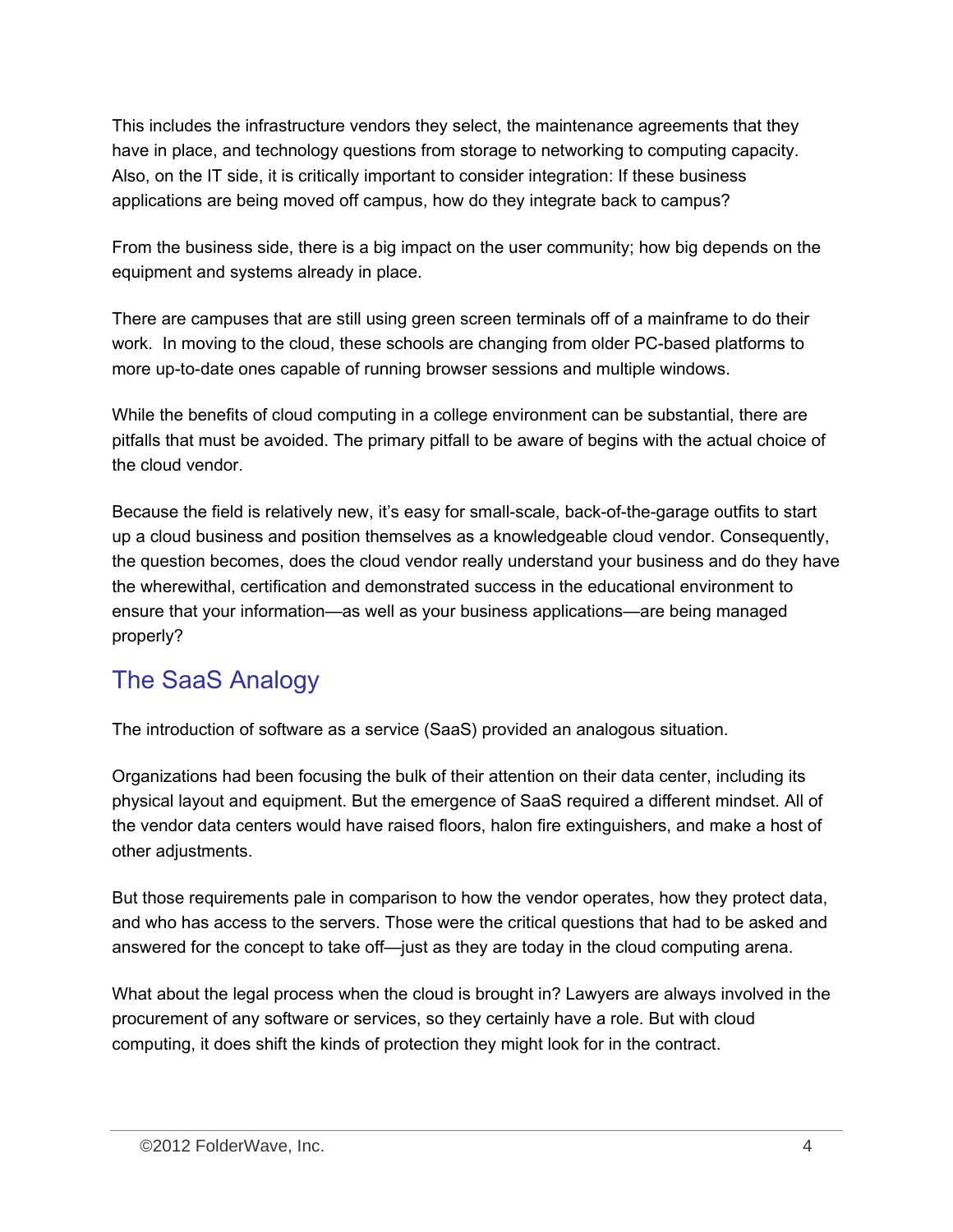This includes the infrastructure vendors they select, the maintenance agreements that they have in place, and technology questions from storage to networking to computing capacity. Also, on the IT side, it is critically important to consider integration: If these business applications are being moved off campus, how do they integrate back to campus?

From the business side, there is a big impact on the user community; how big depends on the equipment and systems already in place.

There are campuses that are still using green screen terminals off of a mainframe to do their work.  In moving to the cloud, these schools are changing from older PC-based platforms to more up-to-date ones capable of running browser sessions and multiple windows.

While the benefits of cloud computing in a college environment can be substantial, there are pitfalls that must be avoided. The primary pitfall to be aware of begins with the actual choice of the cloud vendor.

Because the field is relatively new, it's easy for small-scale, back-of-the-garage outfits to start up a cloud business and position themselves as a knowledgeable cloud vendor. Consequently, the question becomes, does the cloud vendor really understand your business and do they have the wherewithal, certification and demonstrated success in the educational environment to ensure that your information—as well as your business applications—are being managed properly?

## The SaaS Analogy

The introduction of software as a service (SaaS) provided an analogous situation.

Organizations had been focusing the bulk of their attention on their data center, including its physical layout and equipment. But the emergence of SaaS required a different mindset. All of the vendor data centers would have raised floors, halon fire extinguishers, and make a host of other adjustments.

But those requirements pale in comparison to how the vendor operates, how they protect data, and who has access to the servers. Those were the critical questions that had to be asked and answered for the concept to take off—just as they are today in the cloud computing arena.

What about the legal process when the cloud is brought in? Lawyers are always involved in the procurement of any software or services, so they certainly have a role. But with cloud computing, it does shift the kinds of protection they might look for in the contract.

©2012 FolderWave, Inc.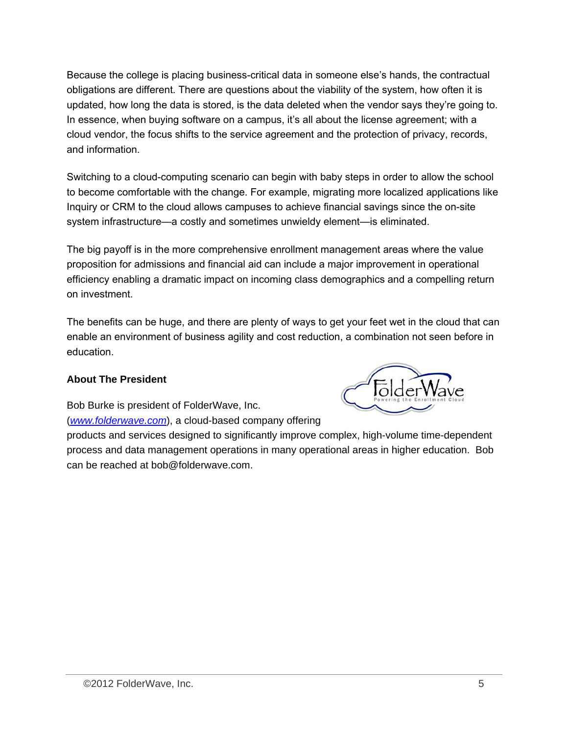Because the college is placing business-critical data in someone else's hands, the contractual obligations are different. There are questions about the viability of the system, how often it is updated, how long the data is stored, is the data deleted when the vendor says they're going to. In essence, when buying software on a campus, it's all about the license agreement; with a cloud vendor, the focus shifts to the service agreement and the protection of privacy, records, and information.

Switching to a cloud-computing scenario can begin with baby steps in order to allow the school to become comfortable with the change. For example, migrating more localized applications like Inquiry or CRM to the cloud allows campuses to achieve financial savings since the on-site system infrastructure—a costly and sometimes unwieldy element—is eliminated.

The big payoff is in the more comprehensive enrollment management areas where the value proposition for admissions and financial aid can include a major improvement in operational efficiency enabling a dramatic impact on incoming class demographics and a compelling return on investment.

The benefits can be huge, and there are plenty of ways to get your feet wet in the cloud that can enable an environment of business agility and cost reduction, a combination not seen before in education.

**About The President**

Bob Burke is president of FolderWave, Inc. (*www.folderwave.com*), a cloud-based company offering products and services designed to significantly improve complex, high-volume time-dependent process and data management operations in many operational areas in higher education. Bob can be reached at bob@folderwave.com.

©2012 FolderWave, Inc.